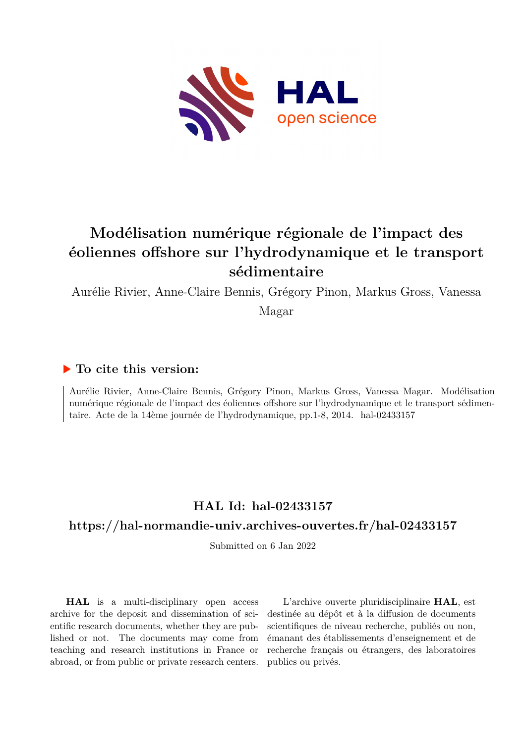# Modélisation numérique régionale de l'impact des éoliennes offshore sur l'hydrodynamique et le transport sédimentaire

Aurélie Rivier, Anne-Claire Bennis, Grégory Pinon, Markus Gross, Vanessa Magar

## To cite this version:

Aurélie Rivier, Anne-Claire Bennis, Grégory Pinon, Markus Gross, Vanessa Magar. Modélisation numérique régionale de l'impact des éoliennes offshore sur l'hydrodynamique et le transport sédimentaire. Acte de la 14ème journée de l'hydrodynamique, pp.1-8, 2014. hal-02433157

## HAL Id: hal-02433157

## https://hal-normandie-univ.archives-ouvertes.fr/hal-02433157

Submitted on 6 Jan 2022

**HAL** is a multi-disciplinary open access archive for the deposit and dissemination of scientific research documents, whether they are published or not. The documents may come from teaching and research institutions in France or abroad, or from public or private research centers.

L'archive ouverte pluridisciplinaire **HAL**, est destinée au dépôt et à la diffusion de documents scientifiques de niveau recherche, publiés ou non, émanant des établissements d'enseignement et de recherche français ou étrangers, des laboratoires publics ou privés.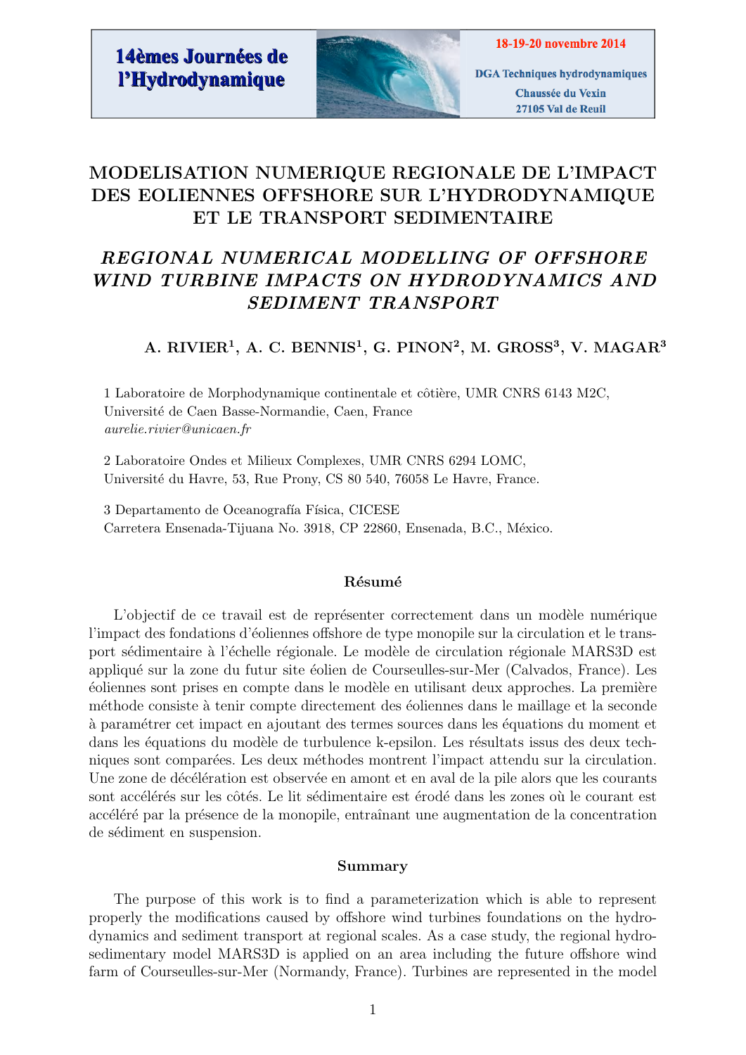# MODELISATION NUMERIQUE REGIONALE DE L'IMPACT DES EOLIENNES OFFSHORE SUR L'HYDRODYNAMIQUE ET LE TRANSPORT SEDIMENTAIRE

## *REGIONAL NUMERICAL MODELLING OF OFFSHORE WIND TURBINE IMPACTS ON HYDRODYNAMICS AND SEDIMENT TRANSPORT*

**A. RIVIER[1], A. C. BENNIS[1], G. PINON[2], M. GROSS[3], V. MAGAR[3]**

1 Laboratoire de Morphodynamique continentale et côtière, UMR CNRS 6143 M2C,
Université de Caen Basse-Normandie, Caen, France
*aurelie.rivier@unicaen.fr*

2 Laboratoire Ondes et Milieux Complexes, UMR CNRS 6294 LOMC,
Université du Havre, 53, Rue Prony, CS 80 540, 76058 Le Havre, France.

3 Departamento de Oceanografía Física, CICESE
Carretera Ensenada-Tijuana No. 3918, CP 22860, Ensenada, B.C., México.

### Résumé

L'objectif de ce travail est de représenter correctement dans un modèle numérique l'impact des fondations d'éoliennes offshore de type monopile sur la circulation et le transport sédimentaire à l'échelle régionale. Le modèle de circulation régionale MARS3D est appliqué sur la zone du futur site éolien de Courseulles-sur-Mer (Calvados, France). Les éoliennes sont prises en compte dans le modèle en utilisant deux approches. La première méthode consiste à tenir compte directement des éoliennes dans le maillage et la seconde à paramétrer cet impact en ajoutant des termes sources dans les équations du moment et dans les équations du modèle de turbulence k-epsilon. Les résultats issus des deux techniques sont comparées. Les deux méthodes montrent l'impact attendu sur la circulation. Une zone de décélération est observée en amont et en aval de la pile alors que les courants sont accélérés sur les côtés. Le lit sédimentaire est érodé dans les zones où le courant est accéléré par la présence de la monopile, entraînant une augmentation de la concentration de sédiment en suspension.

### Summary

The purpose of this work is to find a parameterization which is able to represent properly the modifications caused by offshore wind turbines foundations on the hydrodynamics and sediment transport at regional scales. As a case study, the regional hydro-sedimentary model MARS3D is applied on an area including the future offshore wind farm of Courseulles-sur-Mer (Normandy, France). Turbines are represented in the model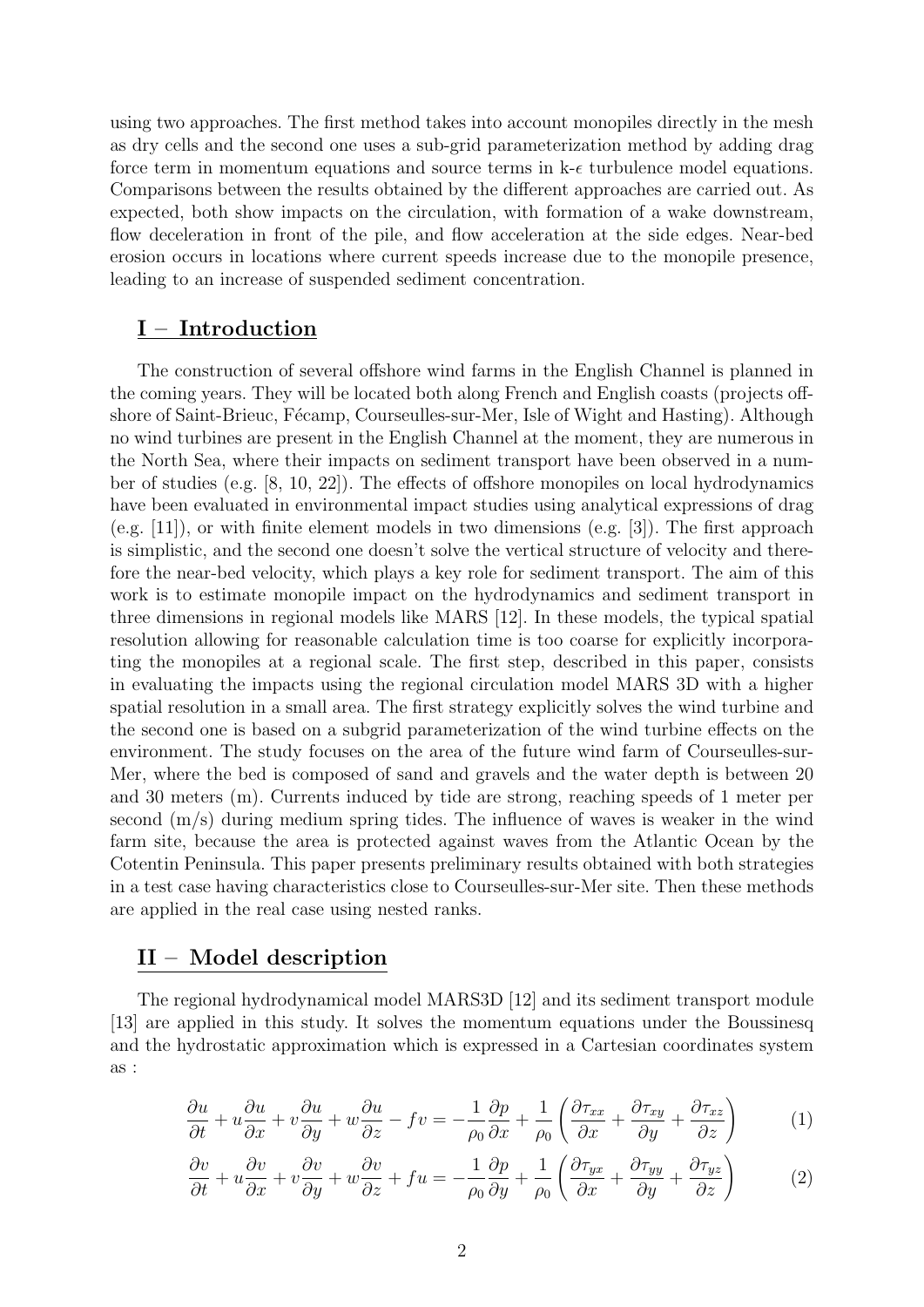using two approaches. The first method takes into account monopiles directly in the mesh as dry cells and the second one uses a sub-grid parameterization method by adding drag force term in momentum equations and source terms in k-$\epsilon$ turbulence model equations. Comparisons between the results obtained by the different approaches are carried out. As expected, both show impacts on the circulation, with formation of a wake downstream, flow deceleration in front of the pile, and flow acceleration at the side edges. Near-bed erosion occurs in locations where current speeds increase due to the monopile presence, leading to an increase of suspended sediment concentration.

## I – Introduction

The construction of several offshore wind farms in the English Channel is planned in the coming years. They will be located both along French and English coasts (projects offshore of Saint-Brieuc, Fécamp, Courseulles-sur-Mer, Isle of Wight and Hasting). Although no wind turbines are present in the English Channel at the moment, they are numerous in the North Sea, where their impacts on sediment transport have been observed in a number of studies (e.g. [8, 10, 22]). The effects of offshore monopiles on local hydrodynamics have been evaluated in environmental impact studies using analytical expressions of drag (e.g. [11]), or with finite element models in two dimensions (e.g. [3]). The first approach is simplistic, and the second one doesn't solve the vertical structure of velocity and therefore the near-bed velocity, which plays a key role for sediment transport. The aim of this work is to estimate monopile impact on the hydrodynamics and sediment transport in three dimensions in regional models like MARS [12]. In these models, the typical spatial resolution allowing for reasonable calculation time is too coarse for explicitly incorporating the monopiles at a regional scale. The first step, described in this paper, consists in evaluating the impacts using the regional circulation model MARS 3D with a higher spatial resolution in a small area. The first strategy explicitly solves the wind turbine and the second one is based on a subgrid parameterization of the wind turbine effects on the environment. The study focuses on the area of the future wind farm of Courseulles-sur-Mer, where the bed is composed of sand and gravels and the water depth is between 20 and 30 meters (m). Currents induced by tide are strong, reaching speeds of 1 meter per second (m/s) during medium spring tides. The influence of waves is weaker in the wind farm site, because the area is protected against waves from the Atlantic Ocean by the Cotentin Peninsula. This paper presents preliminary results obtained with both strategies in a test case having characteristics close to Courseulles-sur-Mer site. Then these methods are applied in the real case using nested ranks.

## II – Model description

The regional hydrodynamical model MARS3D [12] and its sediment transport module [13] are applied in this study. It solves the momentum equations under the Boussinesq and the hydrostatic approximation which is expressed in a Cartesian coordinates system as :

$$\frac{\partial u}{\partial t} + u\frac{\partial u}{\partial x} + v\frac{\partial u}{\partial y} + w\frac{\partial u}{\partial z} - fv = -\frac{1}{\rho_0}\frac{\partial p}{\partial x} + \frac{1}{\rho_0}\left(\frac{\partial \tau_{xx}}{\partial x} + \frac{\partial \tau_{xy}}{\partial y} + \frac{\partial \tau_{xz}}{\partial z}\right) \tag{1}$$

$$\frac{\partial v}{\partial t} + u\frac{\partial v}{\partial x} + v\frac{\partial v}{\partial y} + w\frac{\partial v}{\partial z} + fu = -\frac{1}{\rho_0}\frac{\partial p}{\partial y} + \frac{1}{\rho_0}\left(\frac{\partial \tau_{yx}}{\partial x} + \frac{\partial \tau_{yy}}{\partial y} + \frac{\partial \tau_{yz}}{\partial z}\right) \tag{2}$$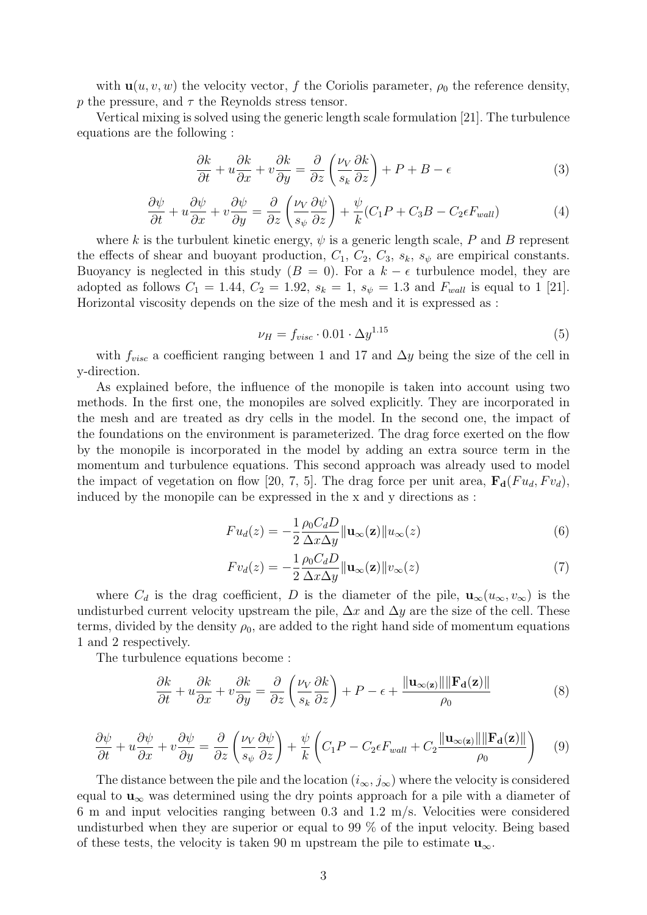with $\mathbf{u}(u, v, w)$ the velocity vector, $f$ the Coriolis parameter, $\rho_0$ the reference density, $p$ the pressure, and $\tau$ the Reynolds stress tensor.

Vertical mixing is solved using the generic length scale formulation [21]. The turbulence equations are the following :

$$\frac{\partial k}{\partial t} + u\frac{\partial k}{\partial x} + v\frac{\partial k}{\partial y} = \frac{\partial}{\partial z}\left(\frac{\nu_V}{s_k}\frac{\partial k}{\partial z}\right) + P + B - \epsilon \tag{3}$$

$$\frac{\partial \psi}{\partial t} + u\frac{\partial \psi}{\partial x} + v\frac{\partial \psi}{\partial y} = \frac{\partial}{\partial z}\left(\frac{\nu_V}{s_\psi}\frac{\partial \psi}{\partial z}\right) + \frac{\psi}{k}(C_1 P + C_3 B - C_2 \epsilon F_{wall}) \tag{4}$$

where $k$ is the turbulent kinetic energy, $\psi$ is a generic length scale, $P$ and $B$ represent the effects of shear and buoyant production, $C_1$, $C_2$, $C_3$, $s_k$, $s_\psi$ are empirical constants. Buoyancy is neglected in this study ($B = 0$). For a $k - \epsilon$ turbulence model, they are adopted as follows $C_1 = 1.44$, $C_2 = 1.92$, $s_k = 1$, $s_\psi = 1.3$ and $F_{wall}$ is equal to 1 [21]. Horizontal viscosity depends on the size of the mesh and it is expressed as :

$$\nu_H = f_{visc} \cdot 0.01 \cdot \Delta y^{1.15} \tag{5}$$

with $f_{visc}$ a coefficient ranging between 1 and 17 and $\Delta y$ being the size of the cell in y-direction.

As explained before, the influence of the monopile is taken into account using two methods. In the first one, the monopiles are solved explicitly. They are incorporated in the mesh and are treated as dry cells in the model. In the second one, the impact of the foundations on the environment is parameterized. The drag force exerted on the flow by the monopile is incorporated in the model by adding an extra source term in the momentum and turbulence equations. This second approach was already used to model the impact of vegetation on flow [20, 7, 5]. The drag force per unit area, $\mathbf{F_d}(Fu_d, Fv_d)$, induced by the monopile can be expressed in the x and y directions as :

$$Fu_d(z) = -\frac{1}{2}\frac{\rho_0 C_d D}{\Delta x \Delta y}\|\mathbf{u}_\infty(\mathbf{z})\| u_\infty(z) \tag{6}$$

$$Fv_d(z) = -\frac{1}{2}\frac{\rho_0 C_d D}{\Delta x \Delta y}\|\mathbf{u}_\infty(\mathbf{z})\| v_\infty(z) \tag{7}$$

where $C_d$ is the drag coefficient, $D$ is the diameter of the pile, $\mathbf{u}_\infty(u_\infty, v_\infty)$ is the undisturbed current velocity upstream the pile, $\Delta x$ and $\Delta y$ are the size of the cell. These terms, divided by the density $\rho_0$, are added to the right hand side of momentum equations 1 and 2 respectively.

The turbulence equations become :

$$\frac{\partial k}{\partial t} + u\frac{\partial k}{\partial x} + v\frac{\partial k}{\partial y} = \frac{\partial}{\partial z}\left(\frac{\nu_V}{s_k}\frac{\partial k}{\partial z}\right) + P - \epsilon + \frac{\|\mathbf{u}_{\infty(\mathbf{z})}\|\|\mathbf{F_d}(\mathbf{z})\|}{\rho_0} \tag{8}$$

$$\frac{\partial \psi}{\partial t} + u\frac{\partial \psi}{\partial x} + v\frac{\partial \psi}{\partial y} = \frac{\partial}{\partial z}\left(\frac{\nu_V}{s_\psi}\frac{\partial \psi}{\partial z}\right) + \frac{\psi}{k}\left(C_1 P - C_2 \epsilon F_{wall} + C_2\frac{\|\mathbf{u}_{\infty(\mathbf{z})}\|\|\mathbf{F_d}(\mathbf{z})\|}{\rho_0}\right) \tag{9}$$

The distance between the pile and the location $(i_\infty, j_\infty)$ where the velocity is considered equal to $\mathbf{u}_\infty$ was determined using the dry points approach for a pile with a diameter of 6 m and input velocities ranging between 0.3 and 1.2 m/s. Velocities were considered undisturbed when they are superior or equal to 99 % of the input velocity. Being based of these tests, the velocity is taken 90 m upstream the pile to estimate $\mathbf{u}_\infty$.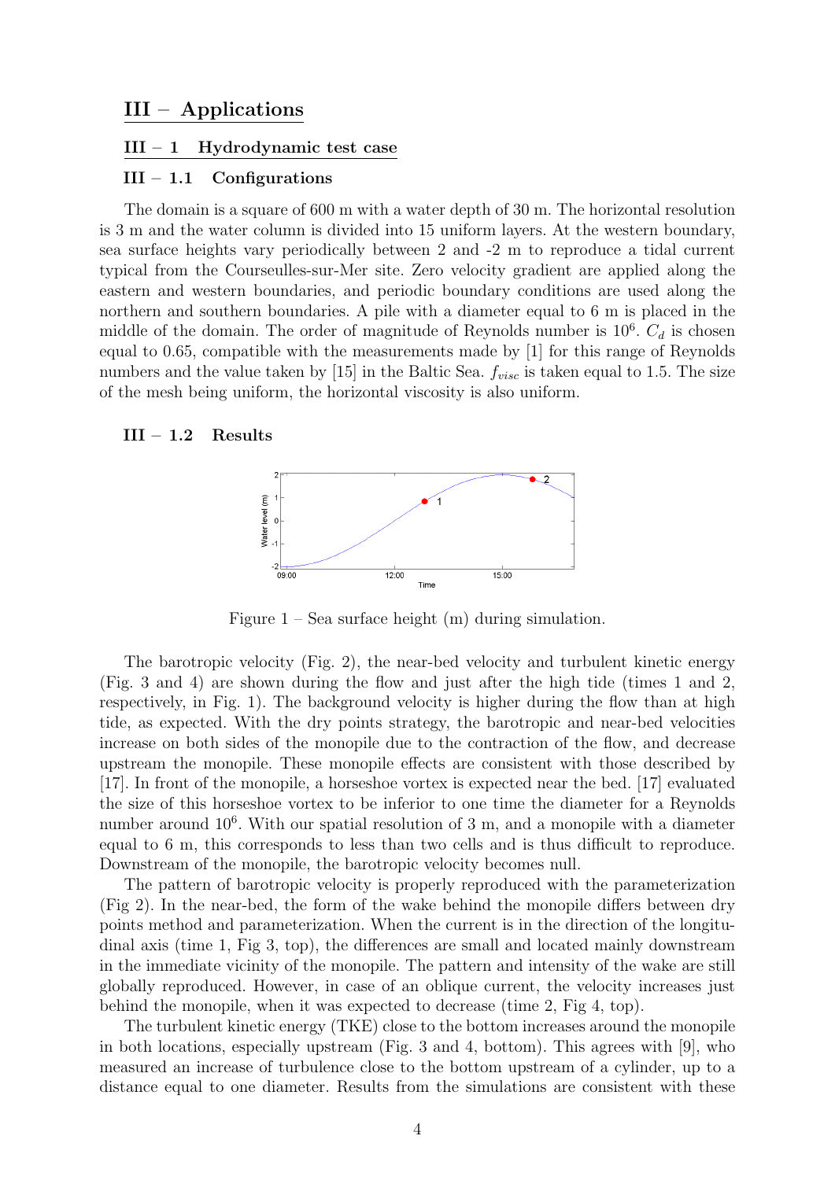# III – Applications

## III – 1 Hydrodynamic test case

### III – 1.1 Configurations

The domain is a square of 600 m with a water depth of 30 m. The horizontal resolution is 3 m and the water column is divided into 15 uniform layers. At the western boundary, sea surface heights vary periodically between 2 and -2 m to reproduce a tidal current typical from the Courseulles-sur-Mer site. Zero velocity gradient are applied along the eastern and western boundaries, and periodic boundary conditions are used along the northern and southern boundaries. A pile with a diameter equal to 6 m is placed in the middle of the domain. The order of magnitude of Reynolds number is $10^6$. $C_d$ is chosen equal to 0.65, compatible with the measurements made by [1] for this range of Reynolds numbers and the value taken by [15] in the Baltic Sea. $f_{visc}$ is taken equal to 1.5. The size of the mesh being uniform, the horizontal viscosity is also uniform.

### III – 1.2 Results

Figure 1 – Sea surface height (m) during simulation.

The barotropic velocity (Fig. 2), the near-bed velocity and turbulent kinetic energy (Fig. 3 and 4) are shown during the flow and just after the high tide (times 1 and 2, respectively, in Fig. 1). The background velocity is higher during the flow than at high tide, as expected. With the dry points strategy, the barotropic and near-bed velocities increase on both sides of the monopile due to the contraction of the flow, and decrease upstream the monopile. These monopile effects are consistent with those described by [17]. In front of the monopile, a horseshoe vortex is expected near the bed. [17] evaluated the size of this horseshoe vortex to be inferior to one time the diameter for a Reynolds number around $10^6$. With our spatial resolution of 3 m, and a monopile with a diameter equal to 6 m, this corresponds to less than two cells and is thus difficult to reproduce. Downstream of the monopile, the barotropic velocity becomes null.

The pattern of barotropic velocity is properly reproduced with the parameterization (Fig 2). In the near-bed, the form of the wake behind the monopile differs between dry points method and parameterization. When the current is in the direction of the longitudinal axis (time 1, Fig 3, top), the differences are small and located mainly downstream in the immediate vicinity of the monopile. The pattern and intensity of the wake are still globally reproduced. However, in case of an oblique current, the velocity increases just behind the monopile, when it was expected to decrease (time 2, Fig 4, top).

The turbulent kinetic energy (TKE) close to the bottom increases around the monopile in both locations, especially upstream (Fig. 3 and 4, bottom). This agrees with [9], who measured an increase of turbulence close to the bottom upstream of a cylinder, up to a distance equal to one diameter. Results from the simulations are consistent with these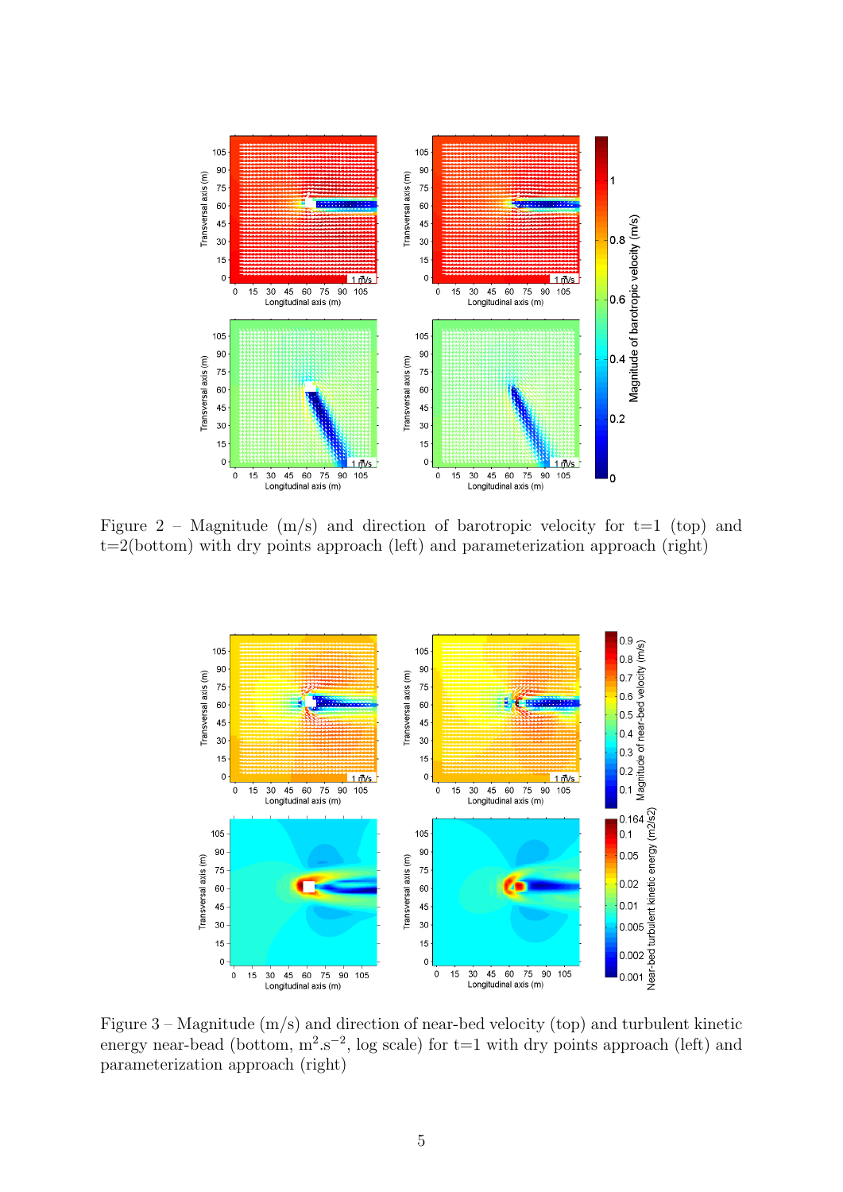Figure 2 – Magnitude (m/s) and direction of barotropic velocity for t=1 (top) and t=2(bottom) with dry points approach (left) and parameterization approach (right)

Figure 3 – Magnitude (m/s) and direction of near-bed velocity (top) and turbulent kinetic energy near-bead (bottom, $m^2.s^{-2}$, log scale) for t=1 with dry points approach (left) and parameterization approach (right)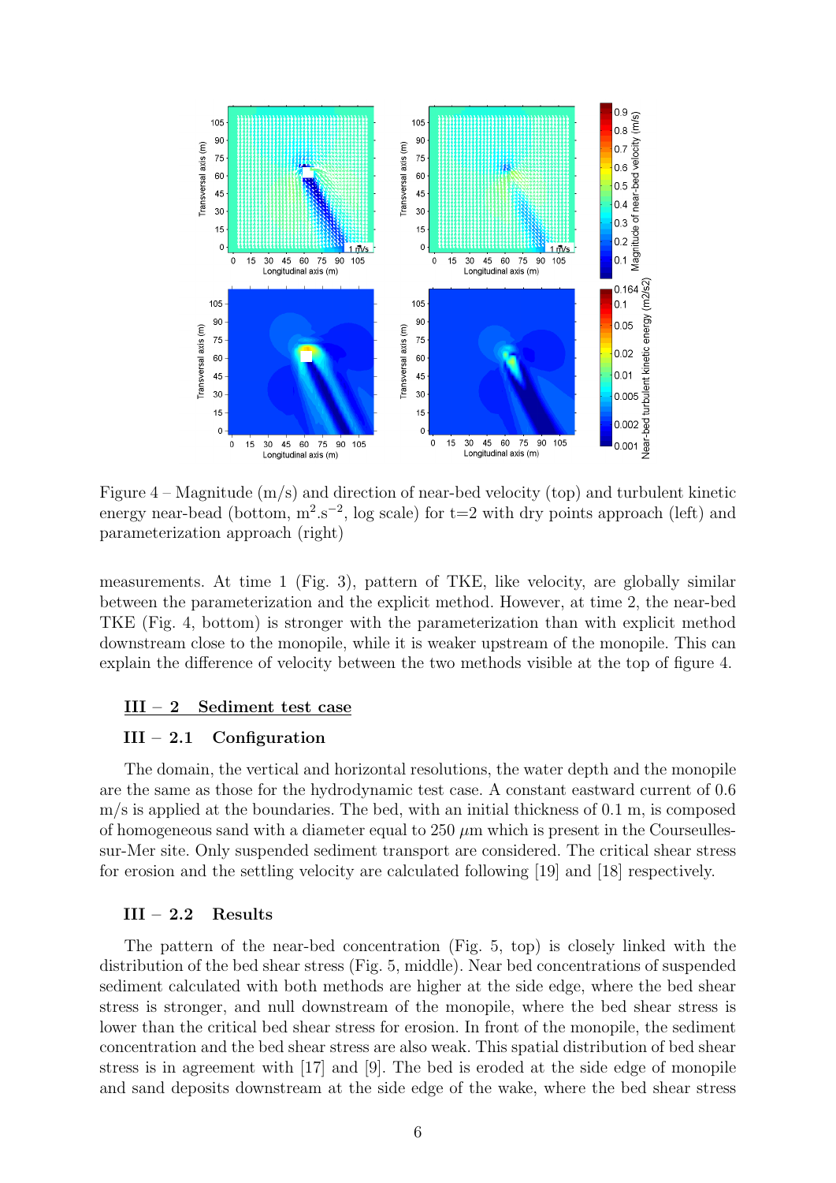Figure 4 – Magnitude (m/s) and direction of near-bed velocity (top) and turbulent kinetic energy near-bead (bottom, $m^2.s^{-2}$, log scale) for t=2 with dry points approach (left) and parameterization approach (right)

measurements. At time 1 (Fig. 3), pattern of TKE, like velocity, are globally similar between the parameterization and the explicit method. However, at time 2, the near-bed TKE (Fig. 4, bottom) is stronger with the parameterization than with explicit method downstream close to the monopile, while it is weaker upstream of the monopile. This can explain the difference of velocity between the two methods visible at the top of figure 4.

## III – 2 Sediment test case

### III – 2.1 Configuration

The domain, the vertical and horizontal resolutions, the water depth and the monopile are the same as those for the hydrodynamic test case. A constant eastward current of 0.6 m/s is applied at the boundaries. The bed, with an initial thickness of 0.1 m, is composed of homogeneous sand with a diameter equal to 250 $\mu$m which is present in the Courseulles-sur-Mer site. Only suspended sediment transport are considered. The critical shear stress for erosion and the settling velocity are calculated following [19] and [18] respectively.

### III – 2.2 Results

The pattern of the near-bed concentration (Fig. 5, top) is closely linked with the distribution of the bed shear stress (Fig. 5, middle). Near bed concentrations of suspended sediment calculated with both methods are higher at the side edge, where the bed shear stress is stronger, and null downstream of the monopile, where the bed shear stress is lower than the critical bed shear stress for erosion. In front of the monopile, the sediment concentration and the bed shear stress are also weak. This spatial distribution of bed shear stress is in agreement with [17] and [9]. The bed is eroded at the side edge of monopile and sand deposits downstream at the side edge of the wake, where the bed shear stress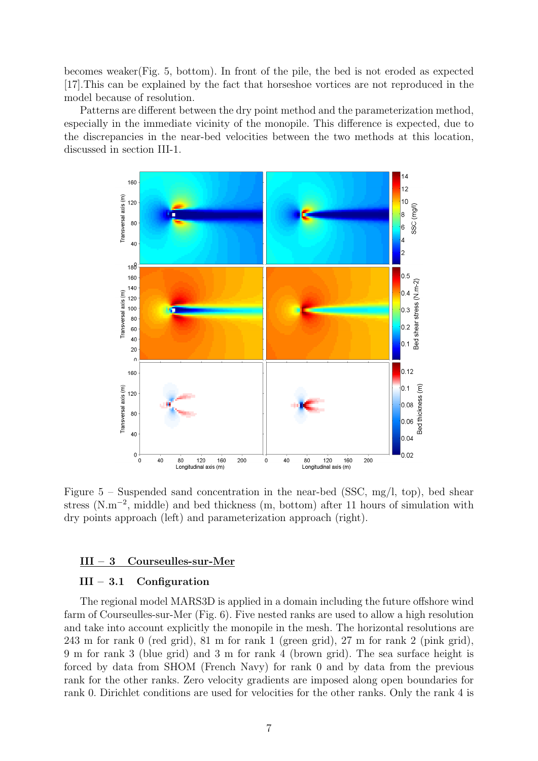becomes weaker(Fig. 5, bottom). In front of the pile, the bed is not eroded as expected [17].This can be explained by the fact that horseshoe vortices are not reproduced in the model because of resolution.

Patterns are different between the dry point method and the parameterization method, especially in the immediate vicinity of the monopile. This difference is expected, due to the discrepancies in the near-bed velocities between the two methods at this location, discussed in section III-1.

Figure 5 – Suspended sand concentration in the near-bed (SSC, mg/l, top), bed shear stress (N.m$^{-2}$, middle) and bed thickness (m, bottom) after 11 hours of simulation with dry points approach (left) and parameterization approach (right).

## III – 3 Courseulles-sur-Mer

### III – 3.1 Configuration

The regional model MARS3D is applied in a domain including the future offshore wind farm of Courseulles-sur-Mer (Fig. 6). Five nested ranks are used to allow a high resolution and take into account explicitly the monopile in the mesh. The horizontal resolutions are 243 m for rank 0 (red grid), 81 m for rank 1 (green grid), 27 m for rank 2 (pink grid), 9 m for rank 3 (blue grid) and 3 m for rank 4 (brown grid). The sea surface height is forced by data from SHOM (French Navy) for rank 0 and by data from the previous rank for the other ranks. Zero velocity gradients are imposed along open boundaries for rank 0. Dirichlet conditions are used for velocities for the other ranks. Only the rank 4 is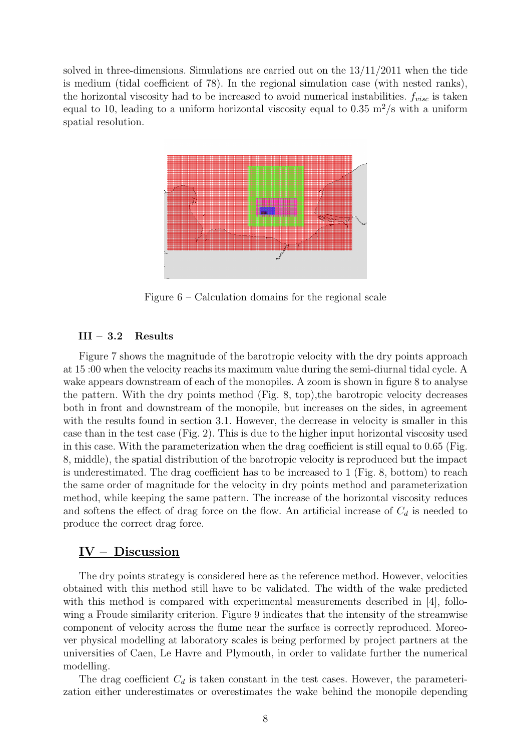solved in three-dimensions. Simulations are carried out on the 13/11/2011 when the tide is medium (tidal coefficient of 78). In the regional simulation case (with nested ranks), the horizontal viscosity had to be increased to avoid numerical instabilities. $f_{visc}$ is taken equal to 10, leading to a uniform horizontal viscosity equal to 0.35 $m^2/s$ with a uniform spatial resolution.

Figure 6 – Calculation domains for the regional scale

### III – 3.2 Results

Figure 7 shows the magnitude of the barotropic velocity with the dry points approach at 15 :00 when the velocity reachs its maximum value during the semi-diurnal tidal cycle. A wake appears downstream of each of the monopiles. A zoom is shown in figure 8 to analyse the pattern. With the dry points method (Fig. 8, top),the barotropic velocity decreases both in front and downstream of the monopile, but increases on the sides, in agreement with the results found in section 3.1. However, the decrease in velocity is smaller in this case than in the test case (Fig. 2). This is due to the higher input horizontal viscosity used in this case. With the parameterization when the drag coefficient is still equal to 0.65 (Fig. 8, middle), the spatial distribution of the barotropic velocity is reproduced but the impact is underestimated. The drag coefficient has to be increased to 1 (Fig. 8, bottom) to reach the same order of magnitude for the velocity in dry points method and parameterization method, while keeping the same pattern. The increase of the horizontal viscosity reduces and softens the effect of drag force on the flow. An artificial increase of $C_d$ is needed to produce the correct drag force.

## IV – Discussion

The dry points strategy is considered here as the reference method. However, velocities obtained with this method still have to be validated. The width of the wake predicted with this method is compared with experimental measurements described in [4], following a Froude similarity criterion. Figure 9 indicates that the intensity of the streamwise component of velocity across the flume near the surface is correctly reproduced. Moreover physical modelling at laboratory scales is being performed by project partners at the universities of Caen, Le Havre and Plymouth, in order to validate further the numerical modelling.

The drag coefficient $C_d$ is taken constant in the test cases. However, the parameterization either underestimates or overestimates the wake behind the monopile depending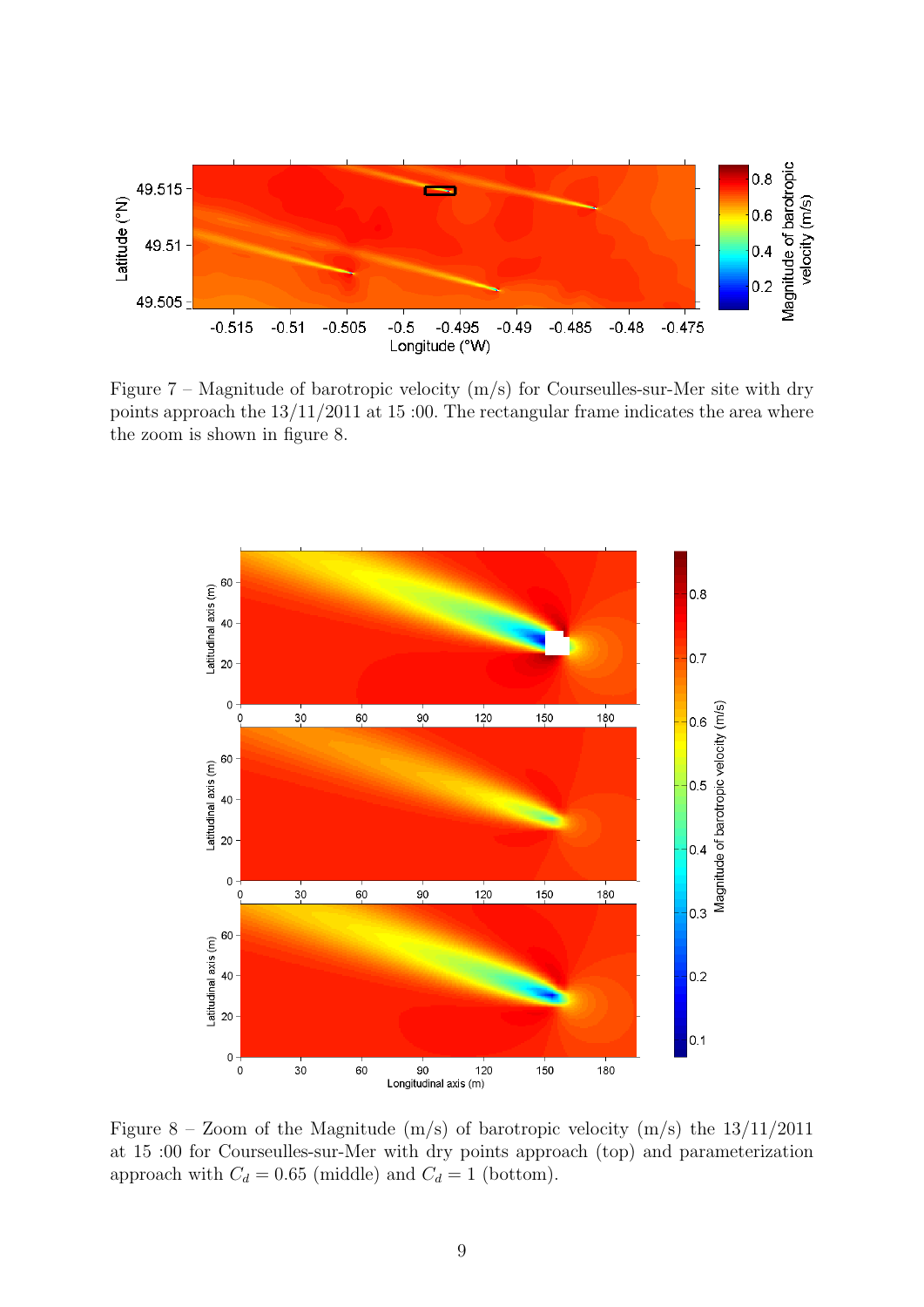Figure 7 – Magnitude of barotropic velocity (m/s) for Courseulles-sur-Mer site with dry points approach the 13/11/2011 at 15 :00. The rectangular frame indicates the area where the zoom is shown in figure 8.

Figure 8 – Zoom of the Magnitude (m/s) of barotropic velocity (m/s) the 13/11/2011 at 15 :00 for Courseulles-sur-Mer with dry points approach (top) and parameterization approach with $C_d = 0.65$ (middle) and $C_d = 1$ (bottom).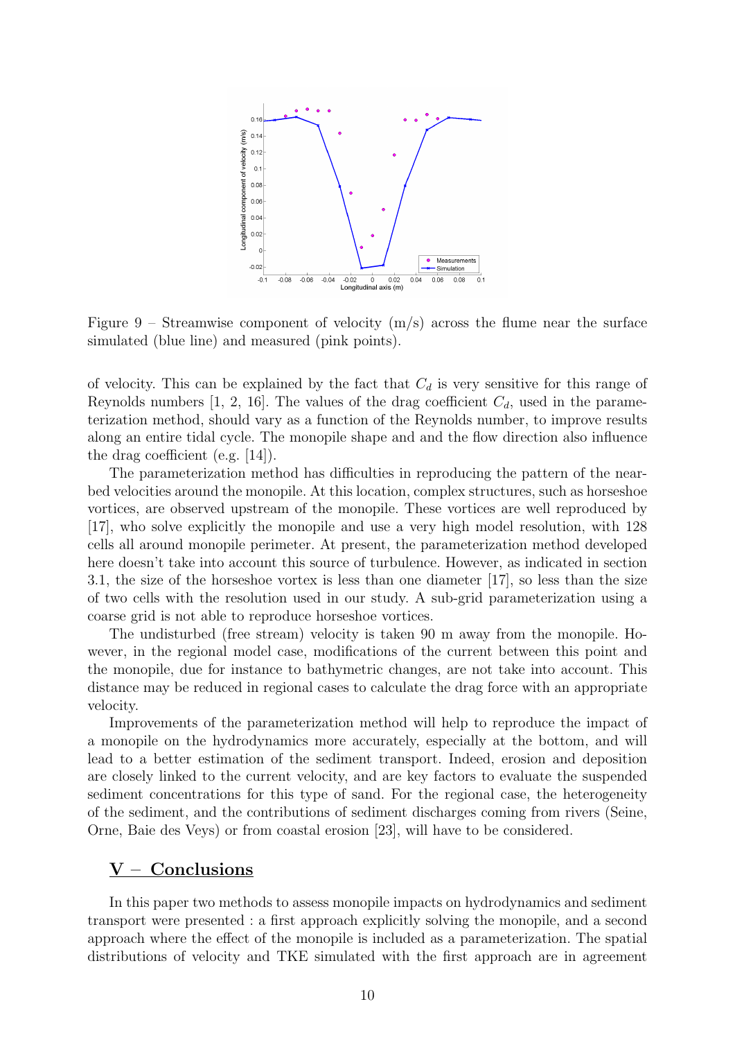Figure 9 – Streamwise component of velocity (m/s) across the flume near the surface simulated (blue line) and measured (pink points).

of velocity. This can be explained by the fact that $C_d$ is very sensitive for this range of Reynolds numbers [1, 2, 16]. The values of the drag coefficient $C_d$, used in the parameterization method, should vary as a function of the Reynolds number, to improve results along an entire tidal cycle. The monopile shape and and the flow direction also influence the drag coefficient (e.g. [14]).

The parameterization method has difficulties in reproducing the pattern of the near-bed velocities around the monopile. At this location, complex structures, such as horseshoe vortices, are observed upstream of the monopile. These vortices are well reproduced by [17], who solve explicitly the monopile and use a very high model resolution, with 128 cells all around monopile perimeter. At present, the parameterization method developed here doesn't take into account this source of turbulence. However, as indicated in section 3.1, the size of the horseshoe vortex is less than one diameter [17], so less than the size of two cells with the resolution used in our study. A sub-grid parameterization using a coarse grid is not able to reproduce horseshoe vortices.

The undisturbed (free stream) velocity is taken 90 m away from the monopile. However, in the regional model case, modifications of the current between this point and the monopile, due for instance to bathymetric changes, are not take into account. This distance may be reduced in regional cases to calculate the drag force with an appropriate velocity.

Improvements of the parameterization method will help to reproduce the impact of a monopile on the hydrodynamics more accurately, especially at the bottom, and will lead to a better estimation of the sediment transport. Indeed, erosion and deposition are closely linked to the current velocity, and are key factors to evaluate the suspended sediment concentrations for this type of sand. For the regional case, the heterogeneity of the sediment, and the contributions of sediment discharges coming from rivers (Seine, Orne, Baie des Veys) or from coastal erosion [23], will have to be considered.

## V – Conclusions

In this paper two methods to assess monopile impacts on hydrodynamics and sediment transport were presented : a first approach explicitly solving the monopile, and a second approach where the effect of the monopile is included as a parameterization. The spatial distributions of velocity and TKE simulated with the first approach are in agreement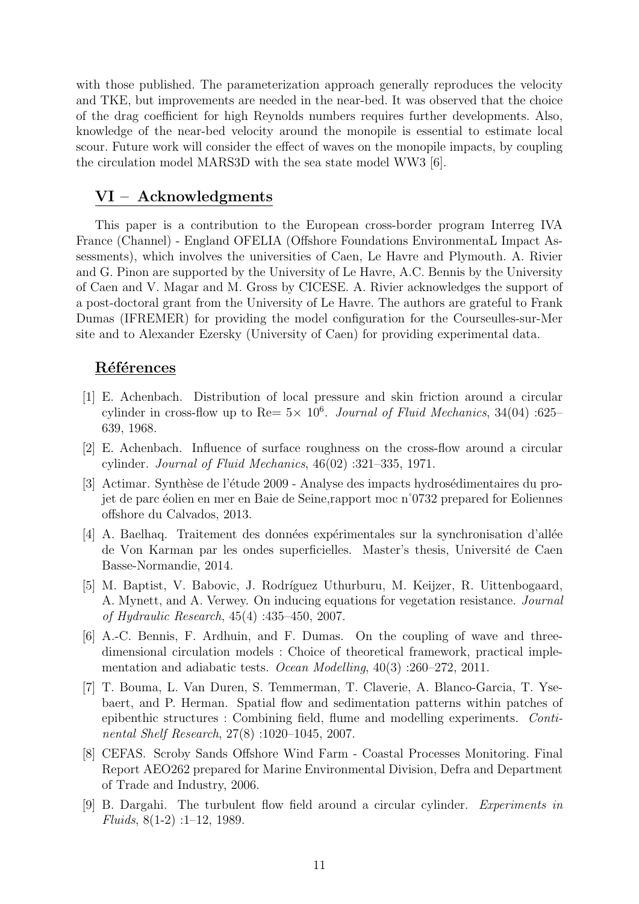with those published. The parameterization approach generally reproduces the velocity and TKE, but improvements are needed in the near-bed. It was observed that the choice of the drag coefficient for high Reynolds numbers requires further developments. Also, knowledge of the near-bed velocity around the monopile is essential to estimate local scour. Future work will consider the effect of waves on the monopile impacts, by coupling the circulation model MARS3D with the sea state model WW3 [6].

## VI – Acknowledgments

This paper is a contribution to the European cross-border program Interreg IVA France (Channel) - England OFELIA (Offshore Foundations EnvironmentaL Impact Assessments), which involves the universities of Caen, Le Havre and Plymouth. A. Rivier and G. Pinon are supported by the University of Le Havre, A.C. Bennis by the University of Caen and V. Magar and M. Gross by CICESE. A. Rivier acknowledges the support of a post-doctoral grant from the University of Le Havre. The authors are grateful to Frank Dumas (IFREMER) for providing the model configuration for the Courseulles-sur-Mer site and to Alexander Ezersky (University of Caen) for providing experimental data.

## Références

[1] E. Achenbach. Distribution of local pressure and skin friction around a circular cylinder in cross-flow up to Re= $5\times 10^6$. *Journal of Fluid Mechanics*, 34(04) :625–639, 1968.

[2] E. Achenbach. Influence of surface roughness on the cross-flow around a circular cylinder. *Journal of Fluid Mechanics*, 46(02) :321–335, 1971.

[3] Actimar. Synthèse de l'étude 2009 - Analyse des impacts hydrosédimentaires du projet de parc éolien en mer en Baie de Seine,rapport moc n˚0732 prepared for Eoliennes offshore du Calvados, 2013.

[4] A. Baelhaq. Traitement des données expérimentales sur la synchronisation d'allée de Von Karman par les ondes superficielles. Master's thesis, Université de Caen Basse-Normandie, 2014.

[5] M. Baptist, V. Babovic, J. Rodríguez Uthurburu, M. Keijzer, R. Uittenbogaard, A. Mynett, and A. Verwey. On inducing equations for vegetation resistance. *Journal of Hydraulic Research*, 45(4) :435–450, 2007.

[6] A.-C. Bennis, F. Ardhuin, and F. Dumas. On the coupling of wave and three-dimensional circulation models : Choice of theoretical framework, practical implementation and adiabatic tests. *Ocean Modelling*, 40(3) :260–272, 2011.

[7] T. Bouma, L. Van Duren, S. Temmerman, T. Claverie, A. Blanco-Garcia, T. Ysebaert, and P. Herman. Spatial flow and sedimentation patterns within patches of epibenthic structures : Combining field, flume and modelling experiments. *Continental Shelf Research*, 27(8) :1020–1045, 2007.

[8] CEFAS. Scroby Sands Offshore Wind Farm - Coastal Processes Monitoring. Final Report AEO262 prepared for Marine Environmental Division, Defra and Department of Trade and Industry, 2006.

[9] B. Dargahi. The turbulent flow field around a circular cylinder. *Experiments in Fluids*, 8(1-2) :1–12, 1989.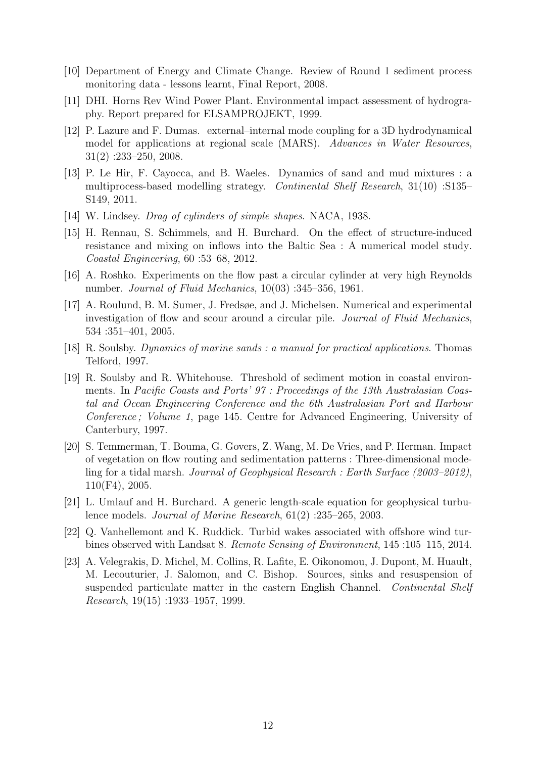[10] Department of Energy and Climate Change. Review of Round 1 sediment process monitoring data - lessons learnt, Final Report, 2008.

[11] DHI. Horns Rev Wind Power Plant. Environmental impact assessment of hydrography. Report prepared for ELSAMPROJEKT, 1999.

[12] P. Lazure and F. Dumas. external–internal mode coupling for a 3D hydrodynamical model for applications at regional scale (MARS). *Advances in Water Resources*, 31(2) :233–250, 2008.

[13] P. Le Hir, F. Cayocca, and B. Waeles. Dynamics of sand and mud mixtures : a multiprocess-based modelling strategy. *Continental Shelf Research*, 31(10) :S135–S149, 2011.

[14] W. Lindsey. *Drag of cylinders of simple shapes*. NACA, 1938.

[15] H. Rennau, S. Schimmels, and H. Burchard. On the effect of structure-induced resistance and mixing on inflows into the Baltic Sea : A numerical model study. *Coastal Engineering*, 60 :53–68, 2012.

[16] A. Roshko. Experiments on the flow past a circular cylinder at very high Reynolds number. *Journal of Fluid Mechanics*, 10(03) :345–356, 1961.

[17] A. Roulund, B. M. Sumer, J. Fredsøe, and J. Michelsen. Numerical and experimental investigation of flow and scour around a circular pile. *Journal of Fluid Mechanics*, 534 :351–401, 2005.

[18] R. Soulsby. *Dynamics of marine sands : a manual for practical applications*. Thomas Telford, 1997.

[19] R. Soulsby and R. Whitehouse. Threshold of sediment motion in coastal environments. In *Pacific Coasts and Ports' 97 : Proceedings of the 13th Australasian Coastal and Ocean Engineering Conference and the 6th Australasian Port and Harbour Conference ; Volume 1*, page 145. Centre for Advanced Engineering, University of Canterbury, 1997.

[20] S. Temmerman, T. Bouma, G. Govers, Z. Wang, M. De Vries, and P. Herman. Impact of vegetation on flow routing and sedimentation patterns : Three-dimensional modeling for a tidal marsh. *Journal of Geophysical Research : Earth Surface (2003–2012)*, 110(F4), 2005.

[21] L. Umlauf and H. Burchard. A generic length-scale equation for geophysical turbulence models. *Journal of Marine Research*, 61(2) :235–265, 2003.

[22] Q. Vanhellemont and K. Ruddick. Turbid wakes associated with offshore wind turbines observed with Landsat 8. *Remote Sensing of Environment*, 145 :105–115, 2014.

[23] A. Velegrakis, D. Michel, M. Collins, R. Lafite, E. Oikonomou, J. Dupont, M. Huault, M. Lecouturier, J. Salomon, and C. Bishop. Sources, sinks and resuspension of suspended particulate matter in the eastern English Channel. *Continental Shelf Research*, 19(15) :1933–1957, 1999.